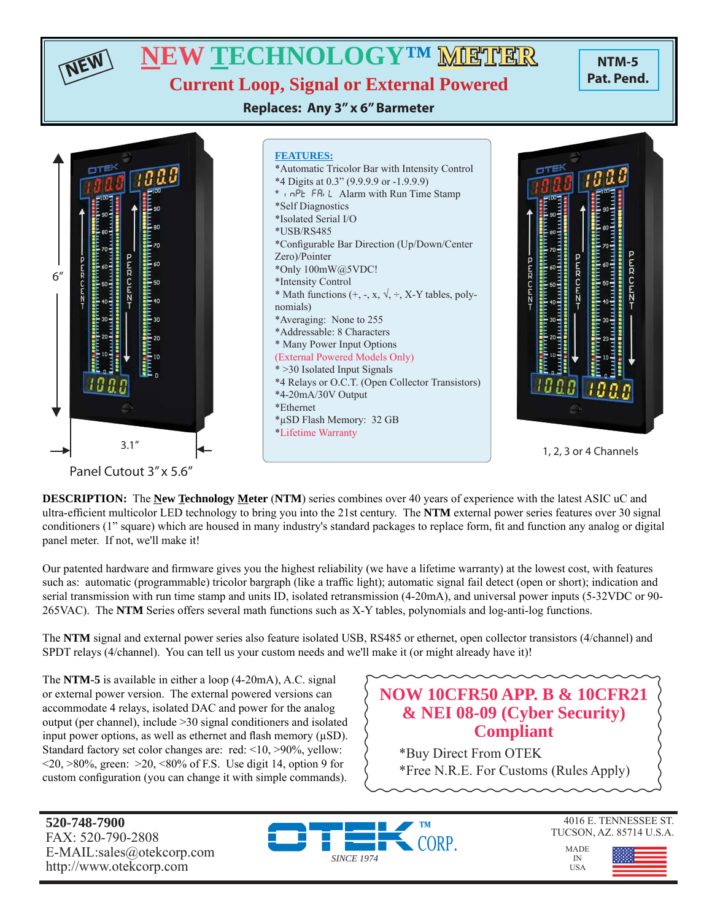NEW

# NEW TECHNOLOGY™ METER

## Current Loop, Signal or External Powered

**Replaces: Any 3" x 6" Barmeter**

**NTM-5**
**Pat. Pend.**

6"

3.1"

Panel Cutout 3" x 5.6"

**FEATURES:**

*Automatic Tricolor Bar with Intensity Control
*4 Digits at 0.3" (9.9.9.9 or -1.9.9.9)
* inPt FAiL Alarm with Run Time Stamp
*Self Diagnostics
*Isolated Serial I/O
*USB/RS485
*Configurable Bar Direction (Up/Down/Center Zero)/Pointer
*Only 100mW@5VDC!
*Intensity Control
* Math functions (+, -, x, √, ÷, X-Y tables, polynomials)
*Averaging: None to 255
*Addressable: 8 Characters
* Many Power Input Options
(External Powered Models Only)
* >30 Isolated Input Signals
*4 Relays or O.C.T. (Open Collector Transistors)
*4-20mA/30V Output
*Ethernet
*µSD Flash Memory: 32 GB
*Lifetime Warranty

1, 2, 3 or 4 Channels

**DESCRIPTION:** The **New Technology Meter** (**NTM**) series combines over 40 years of experience with the latest ASIC uC and ultra-efficient multicolor LED technology to bring you into the 21st century. The **NTM** external power series features over 30 signal conditioners (1" square) which are housed in many industry's standard packages to replace form, fit and function any analog or digital panel meter. If not, we'll make it!

Our patented hardware and firmware gives you the highest reliability (we have a lifetime warranty) at the lowest cost, with features such as: automatic (programmable) tricolor bargraph (like a traffic light); automatic signal fail detect (open or short); indication and serial transmission with run time stamp and units ID, isolated retransmission (4-20mA), and universal power inputs (5-32VDC or 90-265VAC). The **NTM** Series offers several math functions such as X-Y tables, polynomials and log-anti-log functions.

The **NTM** signal and external power series also feature isolated USB, RS485 or ethernet, open collector transistors (4/channel) and SPDT relays (4/channel). You can tell us your custom needs and we'll make it (or might already have it)!

The **NTM-5** is available in either a loop (4-20mA), A.C. signal or external power version. The external powered versions can accommodate 4 relays, isolated DAC and power for the analog output (per channel), include >30 signal conditioners and isolated input power options, as well as ethernet and flash memory (µSD). Standard factory set color changes are: red: <10, >90%, yellow: <20, >80%, green: >20, <80% of F.S. Use digit 14, option 9 for custom configuration (you can change it with simple commands).

**NOW 10CFR50 APP. B & 10CFR21 & NEI 08-09 (Cyber Security) Compliant**

*Buy Direct From OTEK
*Free N.R.E. For Customs (Rules Apply)

**520-748-7900**
FAX: 520-790-2808
E-MAIL:sales@otekcorp.com
http://www.otekcorp.com

OTEK™ CORP.
SINCE 1974

4016 E. TENNESSEE ST.
TUCSON, AZ. 85714 U.S.A.

MADE IN USA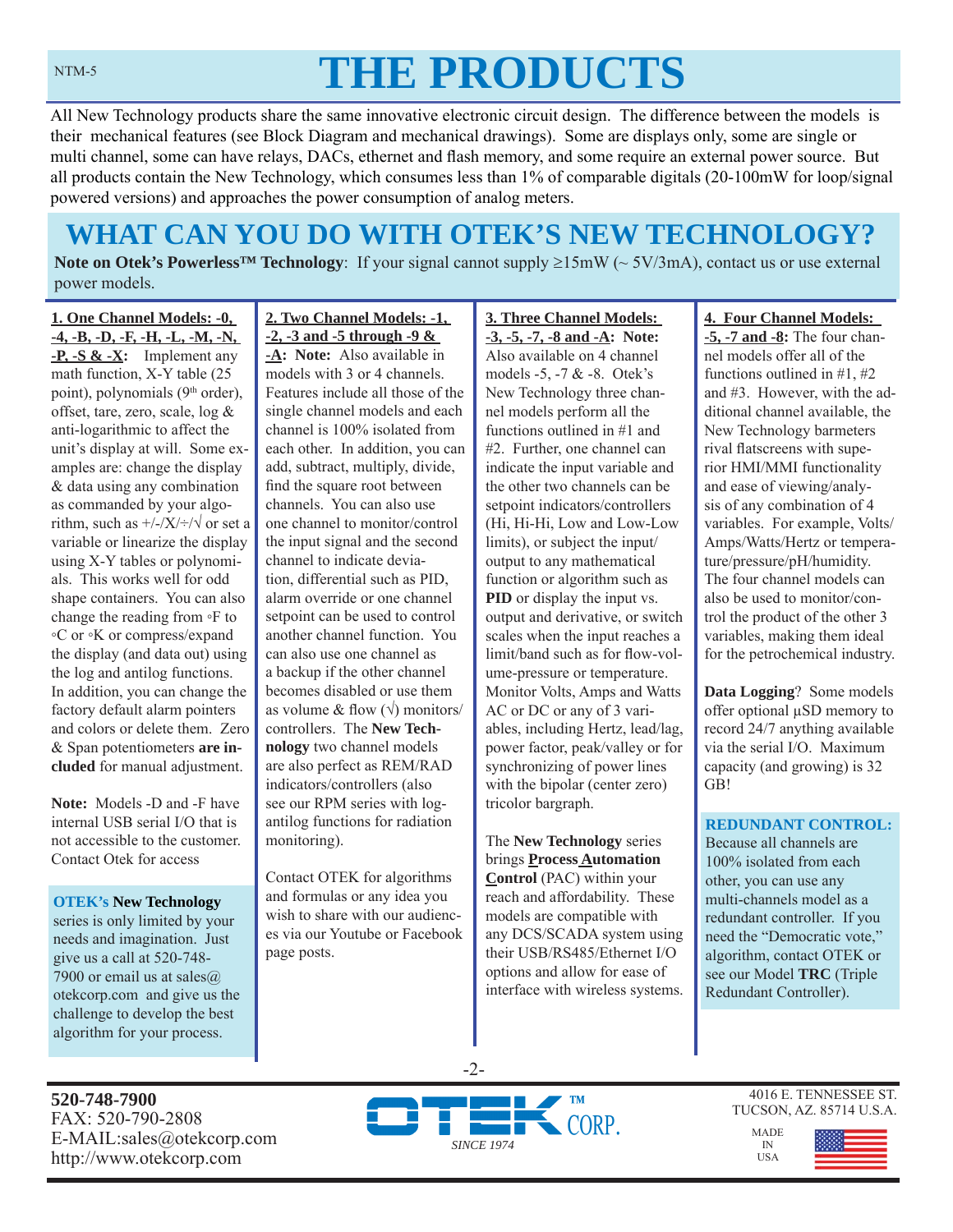# THE PRODUCTS

All New Technology products share the same innovative electronic circuit design. The difference between the models is their mechanical features (see Block Diagram and mechanical drawings). Some are displays only, some are single or multi channel, some can have relays, DACs, ethernet and flash memory, and some require an external power source. But all products contain the New Technology, which consumes less than 1% of comparable digitals (20-100mW for loop/signal powered versions) and approaches the power consumption of analog meters.

## WHAT CAN YOU DO WITH OTEK'S NEW TECHNOLOGY?

**Note on Otek's Powerless™ Technology**: If your signal cannot supply ≥15mW (~ 5V/3mA), contact us or use external power models.

**1. One Channel Models: -0, -4, -B, -D, -F, -H, -L, -M, -N, -P, -S & -X**: Implement any math function, X-Y table (25 point), polynomials (9th order), offset, tare, zero, scale, log & anti-logarithmic to affect the unit's display at will. Some examples are: change the display & data using any combination as commanded by your algorithm, such as +/-/X/÷/√ or set a variable or linearize the display using X-Y tables or polynomials. This works well for odd shape containers. You can also change the reading from ◦F to ◦C or ◦K or compress/expand the display (and data out) using the log and antilog functions. In addition, you can change the factory default alarm pointers and colors or delete them. Zero & Span potentiometers **are included** for manual adjustment.

**Note:** Models -D and -F have internal USB serial I/O that is not accessible to the customer. Contact Otek for access

**OTEK's New Technology** series is only limited by your needs and imagination. Just give us a call at 520-748-7900 or email us at sales@otekcorp.com and give us the challenge to develop the best algorithm for your process.

**2. Two Channel Models: -1, -2, -3 and -5 through -9 & -A**: **Note:** Also available in models with 3 or 4 channels. Features include all those of the single channel models and each channel is 100% isolated from each other. In addition, you can add, subtract, multiply, divide, find the square root between channels. You can also use one channel to monitor/control the input signal and the second channel to indicate deviation, differential such as PID, alarm override or one channel setpoint can be used to control another channel function. You can also use one channel as a backup if the other channel becomes disabled or use them as volume & flow (√) monitors/controllers. The **New Technology** two channel models are also perfect as REM/RAD indicators/controllers (also see our RPM series with log-antilog functions for radiation monitoring).

Contact OTEK for algorithms and formulas or any idea you wish to share with our audiences via our Youtube or Facebook page posts.

**3. Three Channel Models: -3, -5, -7, -8 and -A: Note:** Also available on 4 channel models -5, -7 & -8. Otek's New Technology three channel models perform all the functions outlined in #1 and #2. Further, one channel can indicate the input variable and the other two channels can be setpoint indicators/controllers (Hi, Hi-Hi, Low and Low-Low limits), or subject the input/output to any mathematical function or algorithm such as **PID** or display the input vs. output and derivative, or switch scales when the input reaches a limit/band such as for flow-volume-pressure or temperature. Monitor Volts, Amps and Watts AC or DC or any of 3 variables, including Hertz, lead/lag, power factor, peak/valley or for synchronizing of power lines with the bipolar (center zero) tricolor bargraph.

The **New Technology** series brings **Process Automation Control** (PAC) within your reach and affordability. These models are compatible with any DCS/SCADA system using their USB/RS485/Ethernet I/O options and allow for ease of interface with wireless systems.

**4. Four Channel Models: -5, -7 and -8:** The four channel models offer all of the functions outlined in #1, #2 and #3. However, with the additional channel available, the New Technology barmeters rival flatscreens with superior HMI/MMI functionality and ease of viewing/analysis of any combination of 4 variables. For example, Volts/Amps/Watts/Hertz or temperature/pressure/pH/humidity. The four channel models can also be used to monitor/control the product of the other 3 variables, making them ideal for the petrochemical industry.

**Data Logging**? Some models offer optional µSD memory to record 24/7 anything available via the serial I/O. Maximum capacity (and growing) is 32 GB!

**REDUNDANT CONTROL:** Because all channels are 100% isolated from each other, you can use any multi-channels model as a redundant controller. If you need the "Democratic vote," algorithm, contact OTEK or see our Model **TRC** (Triple Redundant Controller).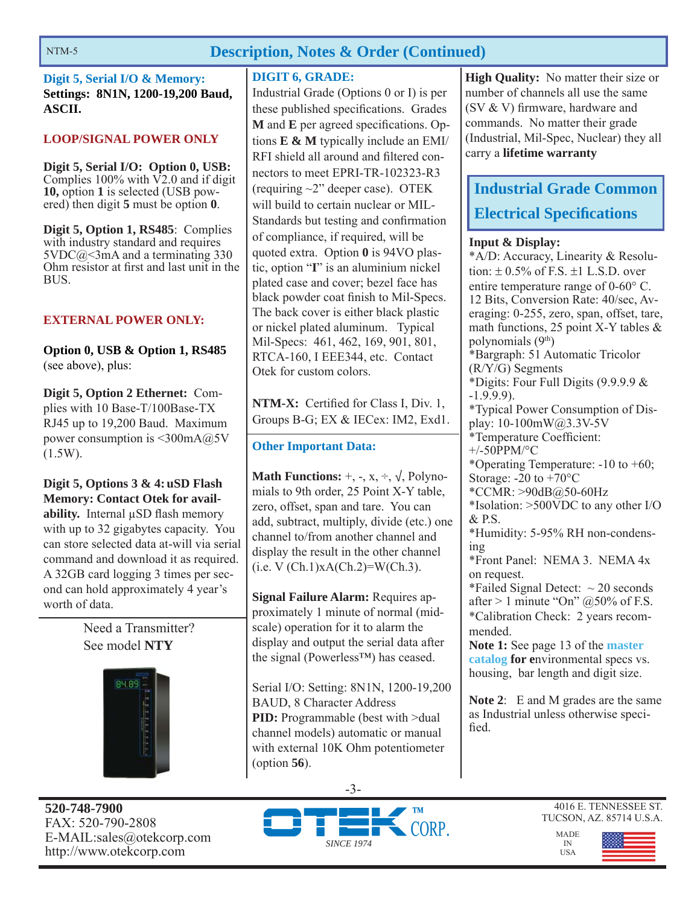## Description, Notes & Order (Continued)

### Digit 5, Serial I/O & Memory:

**Settings: 8N1N, 1200-19,200 Baud, ASCII.**

**LOOP/SIGNAL POWER ONLY**

**Digit 5, Serial I/O: Option 0, USB:** Complies 100% with V2.0 and if digit **10,** option **1** is selected (USB powered) then digit **5** must be option **0**.

**Digit 5, Option 1, RS485**: Complies with industry standard and requires 5VDC@<3mA and a terminating 330 Ohm resistor at first and last unit in the BUS.

**EXTERNAL POWER ONLY:**

**Option 0, USB & Option 1, RS485** (see above), plus:

**Digit 5, Option 2 Ethernet:** Complies with 10 Base-T/100Base-TX RJ45 up to 19,200 Baud. Maximum power consumption is <300mA@5V (1.5W).

**Digit 5, Options 3 & 4: uSD Flash Memory: Contact Otek for availability.** Internal µSD flash memory with up to 32 gigabytes capacity. You can store selected data at-will via serial command and download it as required. A 32GB card logging 3 times per second can hold approximately 4 year's worth of data.

Need a Transmitter? See model **NTY**

### DIGIT 6, GRADE:

Industrial Grade (Options 0 or I) is per these published specifications. Grades **M** and **E** per agreed specifications. Options **E & M** typically include an EMI/RFI shield all around and filtered connectors to meet EPRI-TR-102323-R3 (requiring ~2" deeper case). OTEK will build to certain nuclear or MIL-Standards but testing and confirmation of compliance, if required, will be quoted extra. Option **0** is 94VO plastic, option "**I**" is an aluminium nickel plated case and cover; bezel face has black powder coat finish to Mil-Specs. The back cover is either black plastic or nickel plated aluminum. Typical Mil-Specs: 461, 462, 169, 901, 801, RTCA-160, I EEE344, etc. Contact Otek for custom colors.

**NTM-X:** Certified for Class I, Div. 1, Groups B-G; EX & IECex: IM2, Exd1.

### Other Important Data:

**Math Functions:** +, -, x, ÷, √, Polynomials to 9th order, 25 Point X-Y table, zero, offset, span and tare. You can add, subtract, multiply, divide (etc.) one channel to/from another channel and display the result in the other channel (i.e. V (Ch.1)xA(Ch.2)=W(Ch.3).

**Signal Failure Alarm:** Requires approximately 1 minute of normal (mid-scale) operation for it to alarm the display and output the serial data after the signal (Powerless™) has ceased.

Serial I/O: Setting: 8N1N, 1200-19,200 BAUD, 8 Character Address

**PID:** Programmable (best with >dual channel models) automatic or manual with external 10K Ohm potentiometer (option **56**).

**High Quality:** No matter their size or number of channels all use the same (SV & V) firmware, hardware and commands. No matter their grade (Industrial, Mil-Spec, Nuclear) they all carry a **lifetime warranty**

## Industrial Grade Common Electrical Specifications

**Input & Display:**

*A/D: Accuracy, Linearity & Resolution: ± 0.5% of F.S. ±1 L.S.D. over entire temperature range of 0-60° C. 12 Bits, Conversion Rate: 40/sec, Averaging: 0-255, zero, span, offset, tare, math functions, 25 point X-Y tables & polynomials (9th)

*Bargraph: 51 Automatic Tricolor (R/Y/G) Segments

*Digits: Four Full Digits (9.9.9.9 & -1.9.9.9).

*Typical Power Consumption of Display: 10-100mW@3.3V-5V

*Temperature Coefficient: +/-50PPM/°C

*Operating Temperature: -10 to +60; Storage: -20 to +70°C

*CCMR: >90dB@50-60Hz

*Isolation: >500VDC to any other I/O & P.S.

*Humidity: 5-95% RH non-condensing

*Front Panel: NEMA 3. NEMA 4x on request.

*Failed Signal Detect: ~ 20 seconds after > 1 minute "On" @50% of F.S.

*Calibration Check: 2 years recommended.

**Note 1:** See page 13 of the **master catalog for e**nvironmental specs vs. housing, bar length and digit size.

**Note 2**: E and M grades are the same as Industrial unless otherwise specified.

**520-748-7900**
FAX: 520-790-2808
E-MAIL:sales@otekcorp.com
http://www.otekcorp.com

OTEK™ CORP. SINCE 1974

4016 E. TENNESSEE ST.
TUCSON, AZ. 85714 U.S.A.
MADE IN USA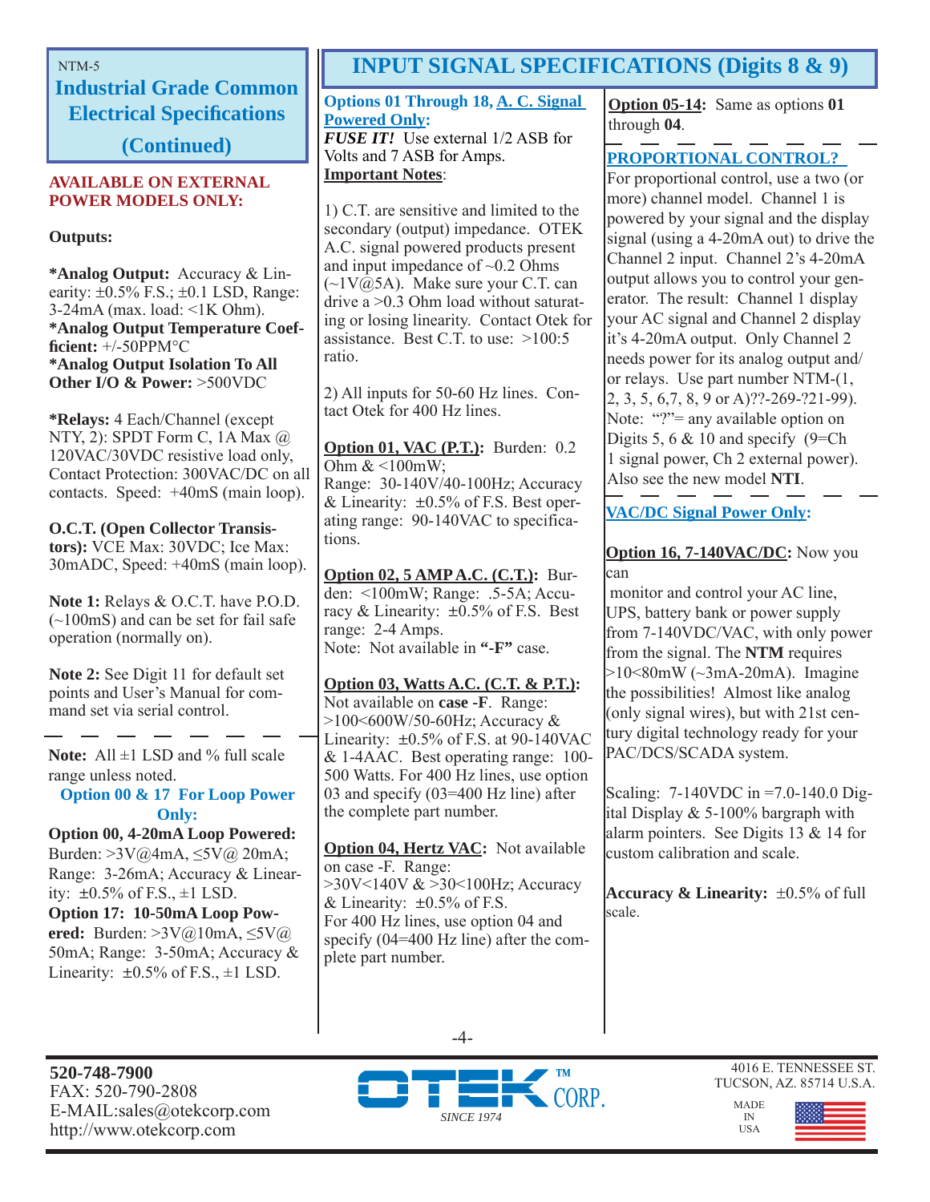NTM-5

## Industrial Grade Common Electrical Specifications (Continued)

**AVAILABLE ON EXTERNAL POWER MODELS ONLY:**

**Outputs:**

***Analog Output:** Accuracy & Linearity: ±0.5% F.S.; ±0.1 LSD, Range: 3-24mA (max. load: <1K Ohm).
***Analog Output Temperature Coefficient:** +/-50PPM°C
***Analog Output Isolation To All Other I/O & Power:** >500VDC

***Relays:** 4 Each/Channel (except NTY, 2): SPDT Form C, 1A Max @ 120VAC/30VDC resistive load only, Contact Protection: 300VAC/DC on all contacts. Speed: +40mS (main loop).

**O.C.T. (Open Collector Transistors):** VCE Max: 30VDC; Ice Max: 30mADC, Speed: +40mS (main loop).

**Note 1:** Relays & O.C.T. have P.O.D. (~100mS) and can be set for fail safe operation (normally on).

**Note 2:** See Digit 11 for default set points and User's Manual for command set via serial control.

---

**Note:** All ±1 LSD and % full scale range unless noted.

**Option 00 & 17 For Loop Power Only:**

**Option 00, 4-20mA Loop Powered:** Burden: >3V@4mA, ≤5V@ 20mA; Range: 3-26mA; Accuracy & Linearity: ±0.5% of F.S., ±1 LSD.
**Option 17: 10-50mA Loop Powered:** Burden: >3V@10mA, ≤5V@ 50mA; Range: 3-50mA; Accuracy & Linearity: ±0.5% of F.S., ±1 LSD.

## INPUT SIGNAL SPECIFICATIONS (Digits 8 & 9)

**Options 01 Through 18, A. C. Signal Powered Only:**
***FUSE IT!*** Use external 1/2 ASB for Volts and 7 ASB for Amps.
**Important Notes**:

1) C.T. are sensitive and limited to the secondary (output) impedance. OTEK A.C. signal powered products present and input impedance of ~0.2 Ohms (~1V@5A). Make sure your C.T. can drive a >0.3 Ohm load without saturating or losing linearity. Contact Otek for assistance. Best C.T. to use: >100:5 ratio.

2) All inputs for 50-60 Hz lines. Contact Otek for 400 Hz lines.

**Option 01, VAC (P.T.):** Burden: 0.2 Ohm & <100mW;
Range: 30-140V/40-100Hz; Accuracy & Linearity: ±0.5% of F.S. Best operating range: 90-140VAC to specifications.

**Option 02, 5 AMP A.C. (C.T.):** Burden: <100mW; Range: .5-5A; Accuracy & Linearity: ±0.5% of F.S. Best range: 2-4 Amps.
Note: Not available in **"-F"** case.

**Option 03, Watts A.C. (C.T. & P.T.):** Not available on **case -F**. Range: >100<600W/50-60Hz; Accuracy & Linearity: ±0.5% of F.S. at 90-140VAC & 1-4AAC. Best operating range: 100-500 Watts. For 400 Hz lines, use option 03 and specify (03=400 Hz line) after the complete part number.

**Option 04, Hertz VAC:** Not available on case -F. Range: >30V<140V & >30<100Hz; Accuracy & Linearity: ±0.5% of F.S.
For 400 Hz lines, use option 04 and specify (04=400 Hz line) after the complete part number.

**Option 05-14:** Same as options **01** through **04**.

---

**PROPORTIONAL CONTROL?**
For proportional control, use a two (or more) channel model. Channel 1 is powered by your signal and the display signal (using a 4-20mA out) to drive the Channel 2 input. Channel 2's 4-20mA output allows you to control your generator. The result: Channel 1 display your AC signal and Channel 2 display it's 4-20mA output. Only Channel 2 needs power for its analog output and/or relays. Use part number NTM-(1, 2, 3, 5, 6,7, 8, 9 or A)??-269-?21-99). Note: "?"= any available option on Digits 5, 6 & 10 and specify (9=Ch 1 signal power, Ch 2 external power). Also see the new model **NTI**.

---

**VAC/DC Signal Power Only:**

**Option 16, 7-140VAC/DC:** Now you can
monitor and control your AC line, UPS, battery bank or power supply from 7-140VDC/VAC, with only power from the signal. The **NTM** requires >10<80mW (~3mA-20mA). Imagine the possibilities! Almost like analog (only signal wires), but with 21st century digital technology ready for your PAC/DCS/SCADA system.

Scaling: 7-140VDC in =7.0-140.0 Digital Display & 5-100% bargraph with alarm pointers. See Digits 13 & 14 for custom calibration and scale.

**Accuracy & Linearity:** ±0.5% of full scale.

**520-748-7900**
FAX: 520-790-2808
E-MAIL:sales@otekcorp.com
http://www.otekcorp.com

OTEK™ CORP. SINCE 1974

4016 E. TENNESSEE ST.
TUCSON, AZ. 85714 U.S.A.
MADE IN USA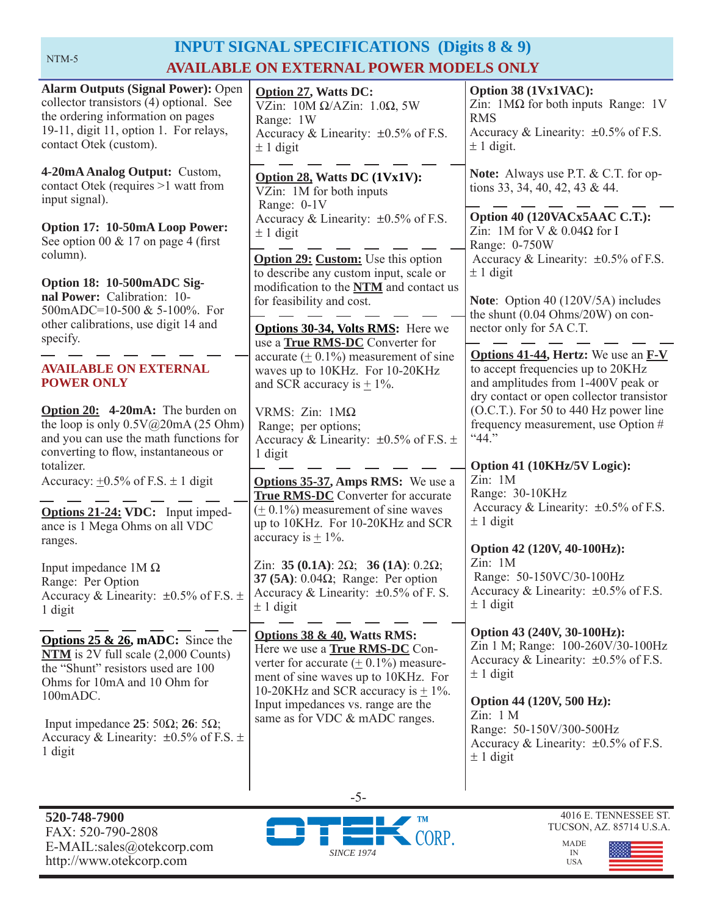# INPUT SIGNAL SPECIFICATIONS (Digits 8 & 9)

## AVAILABLE ON EXTERNAL POWER MODELS ONLY

**Alarm Outputs (Signal Power):** Open collector transistors (4) optional. See the ordering information on pages 19-11, digit 11, option 1. For relays, contact Otek (custom).

**4-20mA Analog Output:** Custom, contact Otek (requires >1 watt from input signal).

**Option 17: 10-50mA Loop Power:** See option 00 & 17 on page 4 (first column).

**Option 18: 10-500mADC Signal Power:** Calibration: 10-500mADC=10-500 & 5-100%. For other calibrations, use digit 14 and specify.

**AVAILABLE ON EXTERNAL POWER ONLY**

**Option 20: 4-20mA:** The burden on the loop is only 0.5V@20mA (25 Ohm) and you can use the math functions for converting to flow, instantaneous or totalizer.
Accuracy: ±0.5% of F.S. ± 1 digit

**Options 21-24: VDC:** Input impedance is 1 Mega Ohms on all VDC ranges.

Input impedance 1M Ω
Range: Per Option
Accuracy & Linearity: ±0.5% of F.S. ± 1 digit

**Options 25 & 26, mADC:** Since the **NTM** is 2V full scale (2,000 Counts) the "Shunt" resistors used are 100 Ohms for 10mA and 10 Ohm for 100mADC.

Input impedance **25**: 50Ω; **26**: 5Ω;
Accuracy & Linearity: ±0.5% of F.S. ± 1 digit

**Option 27, Watts DC:**
VZin: 10M Ω/AZin: 1.0Ω, 5W
Range: 1W
Accuracy & Linearity: ±0.5% of F.S. ± 1 digit

**Option 28, Watts DC (1Vx1V):**
VZin: 1M for both inputs
Range: 0-1V
Accuracy & Linearity: ±0.5% of F.S. ± 1 digit

**Option 29: Custom:** Use this option to describe any custom input, scale or modification to the **NTM** and contact us for feasibility and cost.

**Options 30-34, Volts RMS:** Here we use a **True RMS-DC** Converter for accurate (± 0.1%) measurement of sine waves up to 10KHz. For 10-20KHz and SCR accuracy is ± 1%.

VRMS: Zin: 1MΩ
Range; per options;
Accuracy & Linearity: ±0.5% of F.S. ± 1 digit

**Options 35-37, Amps RMS:** We use a **True RMS-DC** Converter for accurate (± 0.1%) measurement of sine waves up to 10KHz. For 10-20KHz and SCR accuracy is ± 1%.

Zin: **35 (0.1A)**: 2Ω; **36 (1A)**: 0.2Ω; **37 (5A)**: 0.04Ω; Range: Per option
Accuracy & Linearity: ±0.5% of F. S. ± 1 digit

**Options 38 & 40, Watts RMS:** Here we use a **True RMS-DC** Converter for accurate (± 0.1%) measurement of sine waves up to 10KHz. For 10-20KHz and SCR accuracy is ± 1%. Input impedances vs. range are the same as for VDC & mADC ranges.

**Option 38 (1Vx1VAC):**
Zin: 1MΩ for both inputs Range: 1V RMS
Accuracy & Linearity: ±0.5% of F.S. ± 1 digit.

**Note:** Always use P.T. & C.T. for options 33, 34, 40, 42, 43 & 44.

**Option 40 (120VACx5AAC C.T.):**
Zin: 1M for V & 0.04Ω for I
Range: 0-750W
Accuracy & Linearity: ±0.5% of F.S. ± 1 digit

**Note**: Option 40 (120V/5A) includes the shunt (0.04 Ohms/20W) on connector only for 5A C.T.

**Options 41-44, Hertz:** We use an **F-V** to accept frequencies up to 20KHz and amplitudes from 1-400V peak or dry contact or open collector transistor (O.C.T.). For 50 to 440 Hz power line frequency measurement, use Option # "44."

**Option 41 (10KHz/5V Logic):**
Zin: 1M
Range: 30-10KHz
Accuracy & Linearity: ±0.5% of F.S. ± 1 digit

**Option 42 (120V, 40-100Hz):**
Zin: 1M
Range: 50-150VC/30-100Hz
Accuracy & Linearity: ±0.5% of F.S. ± 1 digit

**Option 43 (240V, 30-100Hz):**
Zin 1 M; Range: 100-260V/30-100Hz
Accuracy & Linearity: ±0.5% of F.S. ± 1 digit

**Option 44 (120V, 500 Hz):**
Zin: 1 M
Range: 50-150V/300-500Hz
Accuracy & Linearity: ±0.5% of F.S. ± 1 digit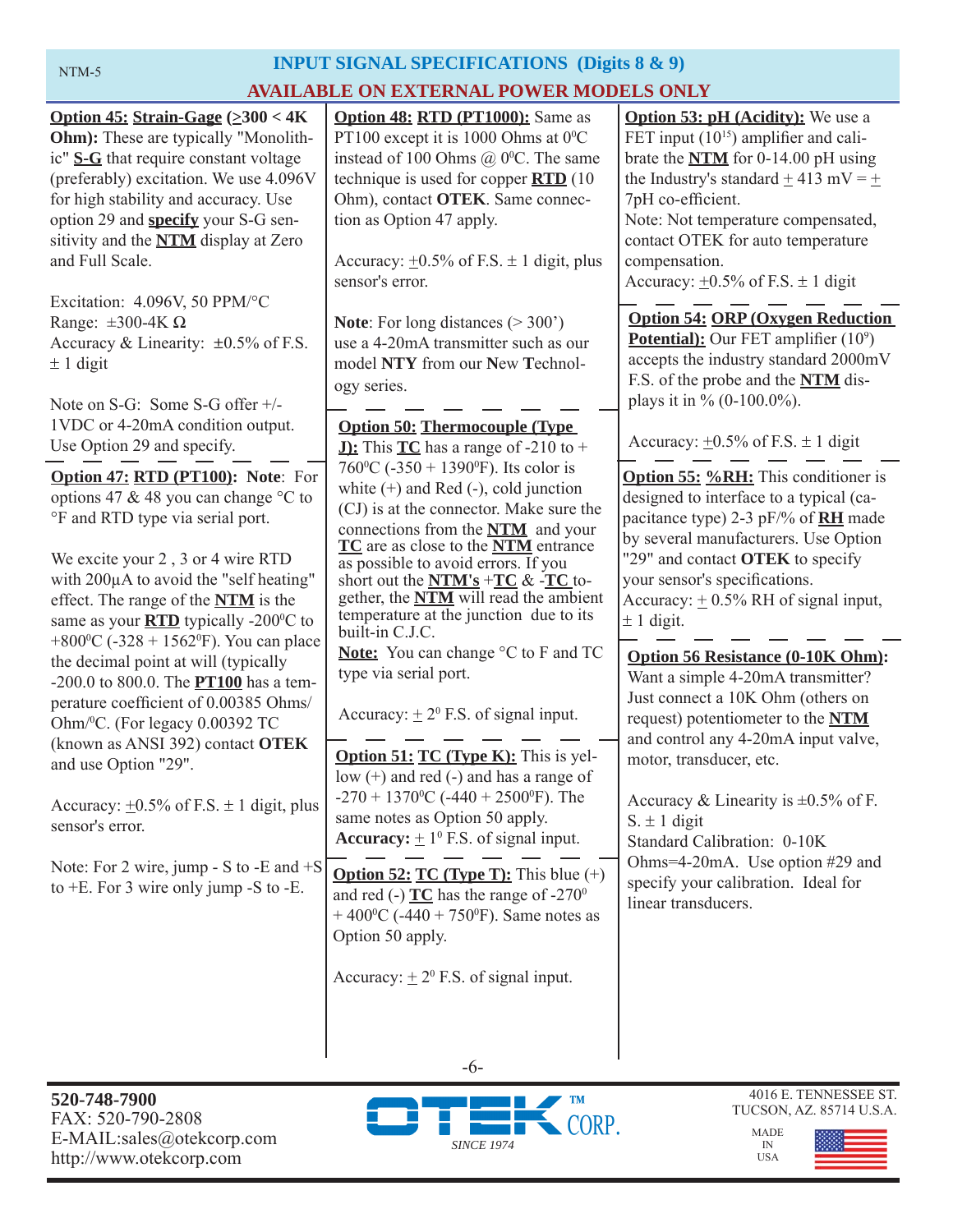# INPUT SIGNAL SPECIFICATIONS (Digits 8 & 9)

## AVAILABLE ON EXTERNAL POWER MODELS ONLY

**Option 45: Strain-Gage (≥300 < 4K Ohm):** These are typically "Monolithic" **S-G** that require constant voltage (preferably) excitation. We use 4.096V for high stability and accuracy. Use option 29 and **specify** your S-G sensitivity and the **NTM** display at Zero and Full Scale.

Excitation: 4.096V, 50 PPM/°C
Range: ±300-4K Ω
Accuracy & Linearity: ±0.5% of F.S. ± 1 digit

Note on S-G: Some S-G offer +/- 1VDC or 4-20mA condition output. Use Option 29 and specify.

**Option 47: RTD (PT100): Note**: For options 47 & 48 you can change °C to °F and RTD type via serial port.

We excite your 2 , 3 or 4 wire RTD with 200µA to avoid the "self heating" effect. The range of the **NTM** is the same as your **RTD** typically -200°C to +800°C (-328 + 1562°F). You can place the decimal point at will (typically -200.0 to 800.0. The **PT100** has a temperature coefficient of 0.00385 Ohms/ Ohm/°C. (For legacy 0.00392 TC (known as ANSI 392) contact **OTEK** and use Option "29".

Accuracy: ±0.5% of F.S. ± 1 digit, plus sensor's error.

Note: For 2 wire, jump - S to -E and +S to +E. For 3 wire only jump -S to -E.

**Option 48: RTD (PT1000):** Same as PT100 except it is 1000 Ohms at 0°C instead of 100 Ohms @ 0°C. The same technique is used for copper **RTD** (10 Ohm), contact **OTEK**. Same connection as Option 47 apply.

Accuracy: ±0.5% of F.S. ± 1 digit, plus sensor's error.

**Note**: For long distances (> 300') use a 4-20mA transmitter such as our model **NTY** from our **N**ew **T**echnology series.

**Option 50: Thermocouple (Type J):** This **TC** has a range of -210 to + 760°C (-350 + 1390°F). Its color is white (+) and Red (-), cold junction (CJ) is at the connector. Make sure the connections from the **NTM** and your **TC** are as close to the **NTM** entrance as possible to avoid errors. If you short out the **NTM's** +**TC** & -**TC** together, the **NTM** will read the ambient temperature at the junction due to its built-in C.J.C.

**Note:** You can change °C to F and TC type via serial port.

Accuracy: ± 2° F.S. of signal input.

**Option 51: TC (Type K):** This is yellow (+) and red (-) and has a range of -270 + 1370°C (-440 + 2500°F). The same notes as Option 50 apply.
**Accuracy:** ± 1° F.S. of signal input.

**Option 52: TC (Type T):** This blue (+) and red (-) **TC** has the range of -270° + 400°C (-440 + 750°F). Same notes as Option 50 apply.

Accuracy: ± 2° F.S. of signal input.

**Option 53: pH (Acidity):** We use a FET input ($10^{15}$) amplifier and calibrate the **NTM** for 0-14.00 pH using the Industry's standard ± 413 mV = ± 7pH co-efficient.
Note: Not temperature compensated, contact OTEK for auto temperature compensation.
Accuracy: ±0.5% of F.S. ± 1 digit

**Option 54: ORP (Oxygen Reduction Potential):** Our FET amplifier ($10^9$) accepts the industry standard 2000mV F.S. of the probe and the **NTM** displays it in % (0-100.0%).

Accuracy: ±0.5% of F.S. ± 1 digit

**Option 55: %RH:** This conditioner is designed to interface to a typical (capacitance type) 2-3 pF/% of **RH** made by several manufacturers. Use Option "29" and contact **OTEK** to specify your sensor's specifications.
Accuracy: ± 0.5% RH of signal input, ± 1 digit.

**Option 56 Resistance (0-10K Ohm):** Want a simple 4-20mA transmitter? Just connect a 10K Ohm (others on request) potentiometer to the **NTM** and control any 4-20mA input valve, motor, transducer, etc.

Accuracy & Linearity is ±0.5% of F. S. ± 1 digit
Standard Calibration: 0-10K Ohms=4-20mA. Use option #29 and specify your calibration. Ideal for linear transducers.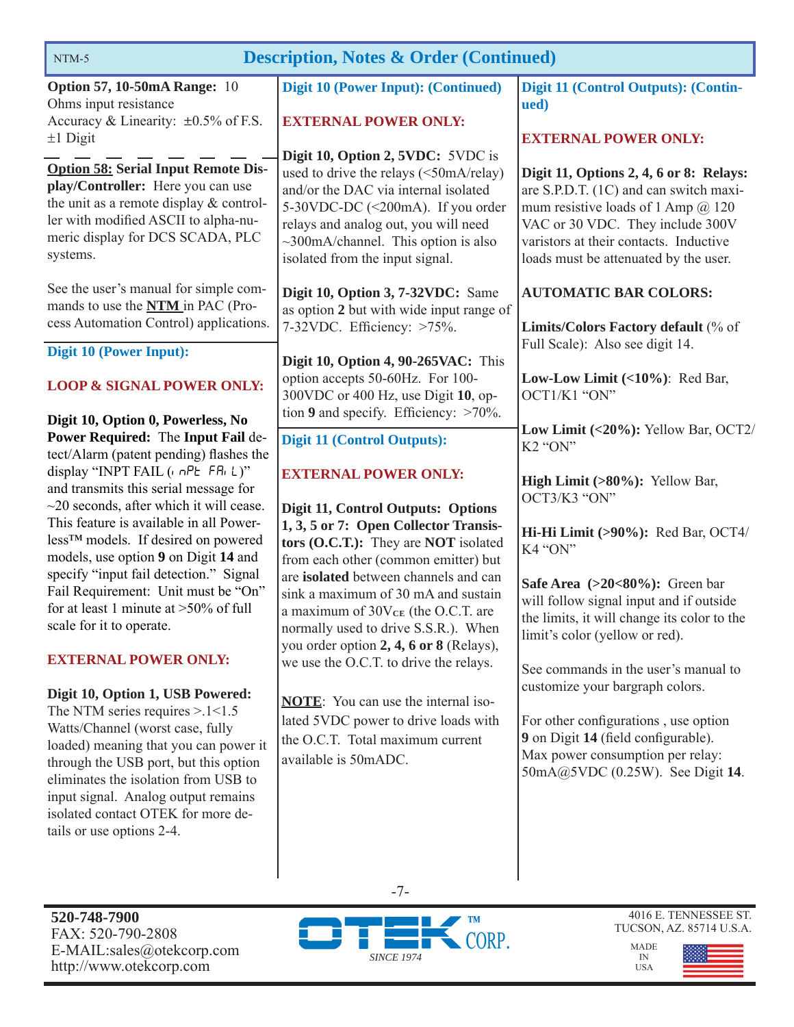## Description, Notes & Order (Continued)

**Option 57, 10-50mA Range:** 10 Ohms input resistance
Accuracy & Linearity: ±0.5% of F.S. ±1 Digit

---

**Option 58: Serial Input Remote Display/Controller:** Here you can use the unit as a remote display & controller with modified ASCII to alpha-numeric display for DCS SCADA, PLC systems.

See the user's manual for simple commands to use the **NTM** in PAC (Process Automation Control) applications.

### Digit 10 (Power Input):

**LOOP & SIGNAL POWER ONLY:**

**Digit 10, Option 0, Powerless, No Power Required:** The **Input Fail** detect/Alarm (patent pending) flashes the display "INPT FAIL (ınPt FAıL)" and transmits this serial message for ~20 seconds, after which it will cease. This feature is available in all Powerless™ models. If desired on powered models, use option **9** on Digit **14** and specify "input fail detection." Signal Fail Requirement: Unit must be "On" for at least 1 minute at >50% of full scale for it to operate.

**EXTERNAL POWER ONLY:**

**Digit 10, Option 1, USB Powered:** The NTM series requires >.1<1.5 Watts/Channel (worst case, fully loaded) meaning that you can power it through the USB port, but this option eliminates the isolation from USB to input signal. Analog output remains isolated contact OTEK for more details or use options 2-4.

### Digit 10 (Power Input): (Continued)

**EXTERNAL POWER ONLY:**

**Digit 10, Option 2, 5VDC:** 5VDC is used to drive the relays (<50mA/relay) and/or the DAC via internal isolated 5-30VDC-DC (<200mA). If you order relays and analog out, you will need ~300mA/channel. This option is also isolated from the input signal.

**Digit 10, Option 3, 7-32VDC:** Same as option **2** but with wide input range of 7-32VDC. Efficiency: >75%.

**Digit 10, Option 4, 90-265VAC:** This option accepts 50-60Hz. For 100-300VDC or 400 Hz, use Digit **10**, option **9** and specify. Efficiency: >70%.

### Digit 11 (Control Outputs):

**EXTERNAL POWER ONLY:**

**Digit 11, Control Outputs: Options 1, 3, 5 or 7: Open Collector Transistors (O.C.T.):** They are **NOT** isolated from each other (common emitter) but are **isolated** between channels and can sink a maximum of 30 mA and sustain a maximum of $30V_{CE}$ (the O.C.T. are normally used to drive S.S.R.). When you order option **2, 4, 6 or 8** (Relays), we use the O.C.T. to drive the relays.

**NOTE**: You can use the internal isolated 5VDC power to drive loads with the O.C.T. Total maximum current available is 50mADC.

### Digit 11 (Control Outputs): (Continued)

**EXTERNAL POWER ONLY:**

**Digit 11, Options 2, 4, 6 or 8: Relays:** are S.P.D.T. (1C) and can switch maximum resistive loads of 1 Amp @ 120 VAC or 30 VDC. They include 300V varistors at their contacts. Inductive loads must be attenuated by the user.

**AUTOMATIC BAR COLORS:**

**Limits/Colors Factory default** (% of Full Scale): Also see digit 14.

**Low-Low Limit (<10%)**: Red Bar, OCT1/K1 "ON"

**Low Limit (<20%):** Yellow Bar, OCT2/K2 "ON"

**High Limit (>80%):** Yellow Bar, OCT3/K3 "ON"

**Hi-Hi Limit (>90%):** Red Bar, OCT4/K4 "ON"

**Safe Area (>20<80%):** Green bar will follow signal input and if outside the limits, it will change its color to the limit's color (yellow or red).

See commands in the user's manual to customize your bargraph colors.

For other configurations , use option **9** on Digit **14** (field configurable). Max power consumption per relay: 50mA@5VDC (0.25W). See Digit **14**.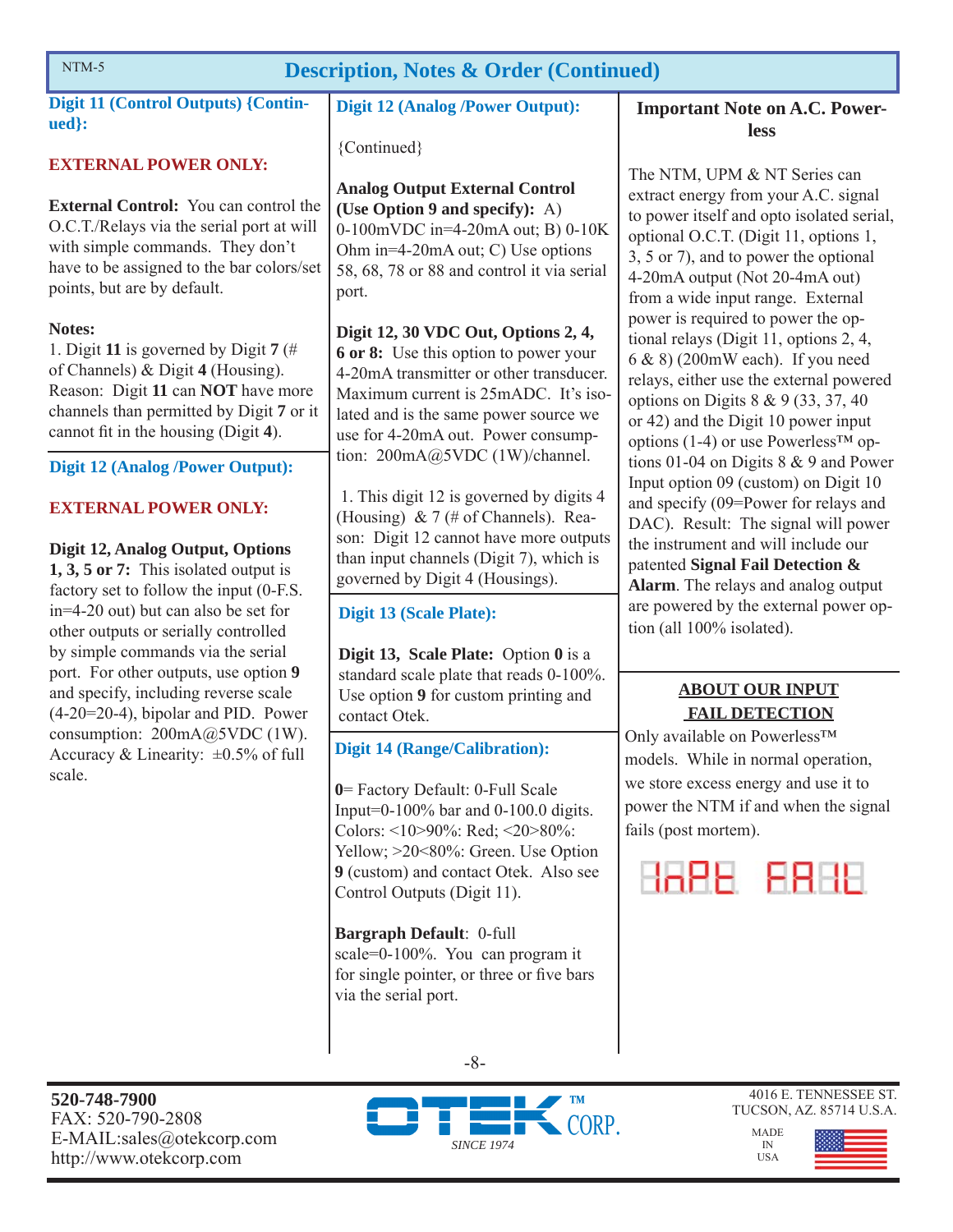## Description, Notes & Order (Continued)

### Digit 11 (Control Outputs) {Continued}:

**EXTERNAL POWER ONLY:**

**External Control:** You can control the O.C.T./Relays via the serial port at will with simple commands. They don't have to be assigned to the bar colors/set points, but are by default.

**Notes:**
1. Digit **11** is governed by Digit **7** (# of Channels) & Digit **4** (Housing). Reason: Digit **11** can **NOT** have more channels than permitted by Digit **7** or it cannot fit in the housing (Digit **4**).

### Digit 12 (Analog /Power Output):

**EXTERNAL POWER ONLY:**

**Digit 12, Analog Output, Options 1, 3, 5 or 7:** This isolated output is factory set to follow the input (0-F.S. in=4-20 out) but can also be set for other outputs or serially controlled by simple commands via the serial port. For other outputs, use option **9** and specify, including reverse scale (4-20=20-4), bipolar and PID. Power consumption: 200mA@5VDC (1W). Accuracy & Linearity: ±0.5% of full scale.

### Digit 12 (Analog /Power Output):

{Continued}

**Analog Output External Control (Use Option 9 and specify):** A) 0-100mVDC in=4-20mA out; B) 0-10K Ohm in=4-20mA out; C) Use options 58, 68, 78 or 88 and control it via serial port.

**Digit 12, 30 VDC Out, Options 2, 4, 6 or 8:** Use this option to power your 4-20mA transmitter or other transducer. Maximum current is 25mADC. It's isolated and is the same power source we use for 4-20mA out. Power consumption: 200mA@5VDC (1W)/channel.

1. This digit 12 is governed by digits 4 (Housing) & 7 (# of Channels). Reason: Digit 12 cannot have more outputs than input channels (Digit 7), which is governed by Digit 4 (Housings).

### Digit 13 (Scale Plate):

**Digit 13, Scale Plate:** Option **0** is a standard scale plate that reads 0-100%. Use option **9** for custom printing and contact Otek.

### Digit 14 (Range/Calibration):

**0**= Factory Default: 0-Full Scale Input=0-100% bar and 0-100.0 digits. Colors: <10>90%: Red; <20>80%: Yellow; >20<80%: Green. Use Option **9** (custom) and contact Otek. Also see Control Outputs (Digit 11).

**Bargraph Default**: 0-full scale=0-100%. You can program it for single pointer, or three or five bars via the serial port.

### Important Note on A.C. Powerless

The NTM, UPM & NT Series can extract energy from your A.C. signal to power itself and opto isolated serial, optional O.C.T. (Digit 11, options 1, 3, 5 or 7), and to power the optional 4-20mA output (Not 20-4mA out) from a wide input range. External power is required to power the optional relays (Digit 11, options 2, 4, 6 & 8) (200mW each). If you need relays, either use the external powered options on Digits 8 & 9 (33, 37, 40 or 42) and the Digit 10 power input options (1-4) or use Powerless™ options 01-04 on Digits 8 & 9 and Power Input option 09 (custom) on Digit 10 and specify (09=Power for relays and DAC). Result: The signal will power the instrument and will include our patented **Signal Fail Detection & Alarm**. The relays and analog output are powered by the external power option (all 100% isolated).

### ABOUT OUR INPUT FAIL DETECTION

Only available on Powerless™ models. While in normal operation, we store excess energy and use it to power the NTM if and when the signal fails (post mortem).

InPt FAIL

520-748-7900
FAX: 520-790-2808
E-MAIL:sales@otekcorp.com
http://www.otekcorp.com

OTEK™ CORP. SINCE 1974

4016 E. TENNESSEE ST.
TUCSON, AZ. 85714 U.S.A.

MADE IN USA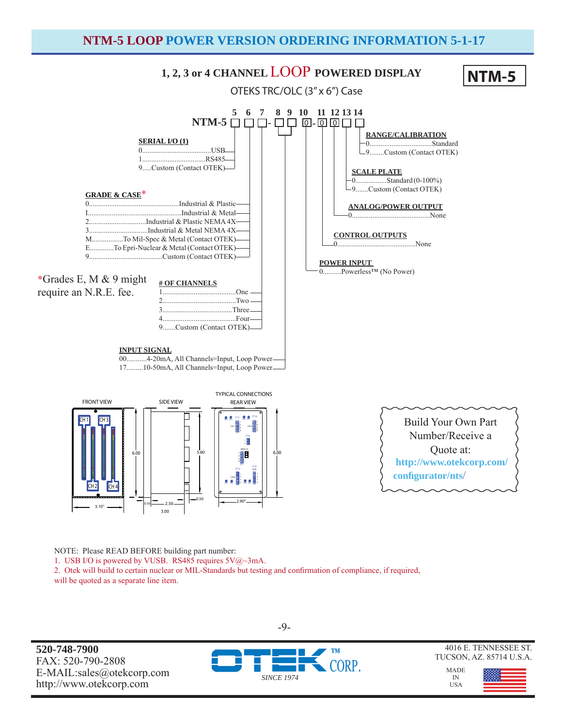# NTM-5 LOOP POWER VERSION ORDERING INFORMATION 5-1-17

## 1, 2, 3 or 4 CHANNEL LOOP POWERED DISPLAY

**NTM-5**

OTEKS TRC/OLC (3" x 6") Case

NTM-5 ☐ ☐ ☐ - ☐ ☐ 0 - 0 0 ☐ ☐

(Positions: 5, 6, 7, 8, 9, 10, 11, 12, 13, 14)

**SERIAL I/O (1)** (Position 5)
- 0......USB
- 1......RS485
- 9.....Custom (Contact OTEK)

**GRADE & CASE*** (Position 6)
- 0......Industrial & Plastic
- I......Industrial & Metal
- 2......Industrial & Plastic NEMA 4X
- 3......Industrial & Metal NEMA 4X
- M......To Mil-Spec & Metal (Contact OTEK)
- E......To Epri-Nuclear & Metal (Contact OTEK)
- 9......Custom (Contact OTEK)

*Grades E, M & 9 might require an N.R.E. fee.

**# OF CHANNELS** (Position 7)
- 1......One
- 2......Two
- 3......Three
- 4......Four
- 9.......Custom (Contact OTEK)

**INPUT SIGNAL** (Positions 8–9)
- 00...........4-20mA, All Channels=Input, Loop Power
- 17.........10-50mA, All Channels=Input, Loop Power

**POWER INPUT** (Position 10)
- 0..........Powerless™ (No Power)

**CONTROL OUTPUTS** (Position 11)
- 0......None

**ANALOG/POWER OUTPUT** (Position 12)
- 0......None

**SCALE PLATE** (Position 13)
- 0.................Standard (0-100%)
- 9.......Custom (Contact OTEK)

**RANGE/CALIBRATION** (Position 14)
- 0......Standard
- 9........Custom (Contact OTEK)

FRONT VIEW — SIDE VIEW — TYPICAL CONNECTIONS REAR VIEW

Dimensions: 3.10", 6.00, 5.60, 0.50, 2.50, 3.00, 0.50, 2.90", 6.00

Build Your Own Part Number/Receive a Quote at: http://www.otekcorp.com/configurator/nts/

NOTE: Please READ BEFORE building part number:
1. USB I/O is powered by VUSB. RS485 requires 5V@~3mA.
2. Otek will build to certain nuclear or MIL-Standards but testing and confirmation of compliance, if required, will be quoted as a separate line item.

**520-748-7900**
FAX: 520-790-2808
E-MAIL:sales@otekcorp.com
http://www.otekcorp.com

OTEK™ CORP. SINCE 1974

4016 E. TENNESSEE ST.
TUCSON, AZ. 85714 U.S.A.

MADE IN USA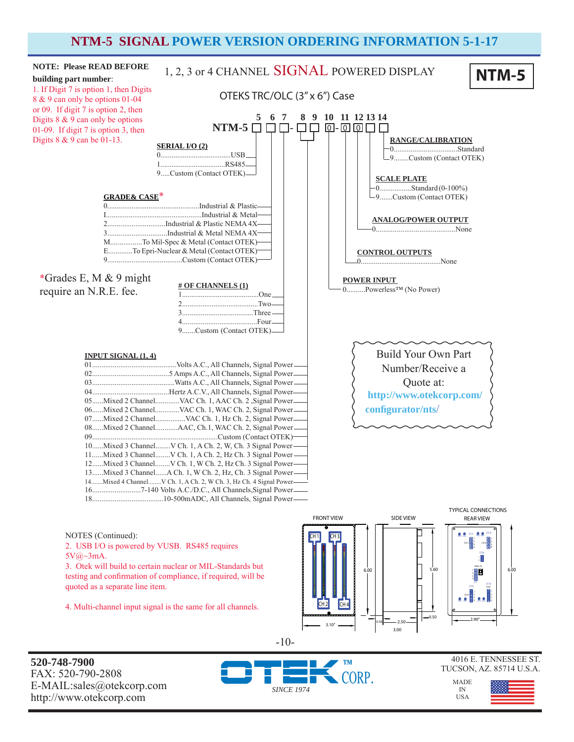# NTM-5 SIGNAL POWER VERSION ORDERING INFORMATION 5-1-17

**NOTE: Please READ BEFORE building part number**:

1. If Digit 7 is option 1, then Digits 8 & 9 can only be options 01-04 or 09. If digit 7 is option 2, then Digits 8 & 9 can only be options 01-09. If digit 7 is option 3, then Digits 8 & 9 can be 01-13.

## 1, 2, 3 or 4 CHANNEL SIGNAL POWERED DISPLAY

**NTM-5**

OTEKS TRC/OLC (3" x 6") Case

**NTM-5** ☐ ☐ ☐ - ☐ ☐ 0 - 0 0 ☐ ☐

Digit positions: 5, 6, 7, 8, 9, 10, 11, 12, 13, 14

### SERIAL I/O (2)
- 0.....USB
- 1.....RS485
- 9.....Custom (Contact OTEK)

### GRADE& CASE*
- 0.....Industrial & Plastic
- I.....Industrial & Metal
- 2.....Industrial & Plastic NEMA 4X
- 3.....Industrial & Metal NEMA 4X
- M.....To Mil-Spec & Metal (Contact OTEK)
- E.....To Epri-Nuclear & Metal (Contact OTEK)
- 9.....Custom (Contact OTEK)

*Grades E, M & 9 might require an N.R.E. fee.

### # OF CHANNELS (1)
- 1.....One
- 2.....Two
- 3.....Three
- 4.....Four
- 9.....Custom (Contact OTEK)

### INPUT SIGNAL (1, 4)
- 01.....Volts A.C., All Channels, Signal Power
- 02.....5 Amps A.C., All Channels, Signal Power
- 03.....Watts A.C., All Channels, Signal Power
- 04.....Hertz A.C.V., All Channels, Signal Power
- 05.....Mixed 2 Channel.....VAC Ch. 1, AAC Ch. 2 ,Signal Power
- 06.....Mixed 2 Channel.....VAC Ch. 1, WAC Ch. 2, Signal Power
- 07.....Mixed 2 Channel.....VAC Ch. 1, Hz Ch. 2, Signal Power
- 08.....Mixed 2 Channel.....AAC, Ch.1, WAC Ch. 2, Signal Power
- 09.....Custom (Contact OTEK)
- 10.....Mixed 3 Channel.....V Ch. 1, A Ch. 2, W, Ch. 3 Signal Power
- 11.....Mixed 3 Channel.....V Ch. 1, A Ch. 2, Hz Ch. 3 Signal Power
- 12.....Mixed 3 Channel.....V Ch. 1, W Ch. 2, Hz Ch. 3 Signal Power
- 13.....Mixed 3 Channel.....A Ch. 1, W Ch. 2, Hz, Ch. 3 Signal Power
- 14.....Mixed 4 Channel.....V Ch. 1, A Ch. 2, W Ch. 3, Hz Ch. 4 Signal Power
- 16.....7-140 Volts A.C./D.C., All Channels,Signal Power
- 18.....10-500mADC, All Channels, Signal Power

### RANGE/CALIBRATION
- 0.....Standard
- 9.....Custom (Contact OTEK)

### SCALE PLATE
- 0.....Standard (0-100%)
- 9.....Custom (Contact OTEK)

### ANALOG/POWER OUTPUT
- 0.....None

### CONTROL OUTPUTS
- 0.....None

### POWER INPUT
- 0.....Powerless™ (No Power)

Build Your Own Part Number/Receive a Quote at: http://www.otekcorp.com/configurator/nts/

NOTES (Continued):

2. USB I/O is powered by VUSB. RS485 requires 5V@~3mA.
3. Otek will build to certain nuclear or MIL-Standards but testing and confirmation of compliance, if required, will be quoted as a separate line item.
4. Multi-channel input signal is the same for all channels.

FRONT VIEW — SIDE VIEW — TYPICAL CONNECTIONS REAR VIEW

CH 1, CH 3, CH 2, CH 4; dimensions: 6.00, 3.10", 5.60, 0.50, 2.50, 3.00, 0.50, 6.00, 2.90"

**520-748-7900**
FAX: 520-790-2808
E-MAIL:sales@otekcorp.com
http://www.otekcorp.com

OTEK™ CORP. SINCE 1974

4016 E. TENNESSEE ST.
TUCSON, AZ. 85714 U.S.A.

MADE IN USA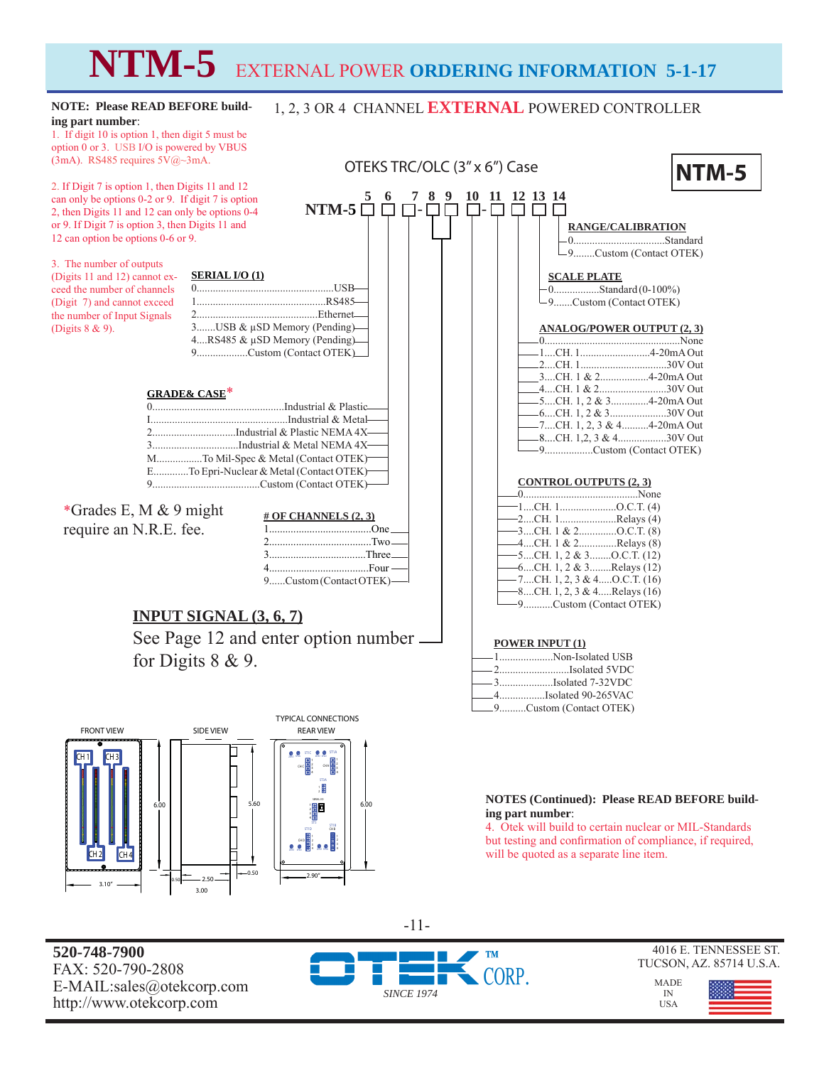# NTM-5 EXTERNAL POWER ORDERING INFORMATION 5-1-17

**NOTE: Please READ BEFORE building part number:**

1. If digit 10 is option 1, then digit 5 must be option 0 or 3. USB I/O is powered by VBUS (3mA). RS485 requires 5V@~3mA.

2. If Digit 7 is option 1, then Digits 11 and 12 can only be options 0-2 or 9. If digit 7 is option 2, then Digits 11 and 12 can only be options 0-4 or 9. If Digit 7 is option 3, then Digits 11 and 12 can option be options 0-6 or 9.

3. The number of outputs (Digits 11 and 12) cannot exceed the number of channels (Digit 7) and cannot exceed the number of Input Signals (Digits 8 & 9).

## 1, 2, 3 OR 4 CHANNEL EXTERNAL POWERED CONTROLLER

OTEKS TRC/OLC (3" x 6") Case

**NTM-5**

NTM-5 □ □ □-□ □ □-□ □ □ □
(Digits 5, 6, 7, 8, 9, 10, 11, 12, 13, 14)

### SERIAL I/O (1) — Digit 5
- 0....USB
- 1....RS485
- 2....Ethernet
- 3.......USB & µSD Memory (Pending)
- 4....RS485 & µSD Memory (Pending)
- 9....Custom (Contact OTEK)

### GRADE& CASE* — Digit 6
- 0....Industrial & Plastic
- I....Industrial & Metal
- 2....Industrial & Plastic NEMA 4X
- 3....Industrial & Metal NEMA 4X
- M....To Mil-Spec & Metal (Contact OTEK)
- E....To Epri-Nuclear & Metal (Contact OTEK)
- 9....Custom (Contact OTEK)

*Grades E, M & 9 might require an N.R.E. fee.

### # OF CHANNELS (2, 3) — Digit 7
- 1....One
- 2....Two
- 3....Three
- 4....Four
- 9......Custom (Contact OTEK)

### INPUT SIGNAL (3, 6, 7) — Digits 8 & 9
See Page 12 and enter option number for Digits 8 & 9.

### POWER INPUT (1) — Digit 10
- 1....Non-Isolated USB
- 2....Isolated 5VDC
- 3....Isolated 7-32VDC
- 4....Isolated 90-265VAC
- 9.........Custom (Contact OTEK)

### CONTROL OUTPUTS (2, 3) — Digit 11
- 0....None
- 1....CH. 1....O.C.T. (4)
- 2....CH. 1....Relays (4)
- 3....CH. 1 & 2....O.C.T. (8)
- 4....CH. 1 & 2....Relays (8)
- 5....CH. 1, 2 & 3........O.C.T. (12)
- 6....CH. 1, 2 & 3........Relays (12)
- 7....CH. 1, 2, 3 & 4.....O.C.T. (16)
- 8....CH. 1, 2, 3 & 4.....Relays (16)
- 9...........Custom (Contact OTEK)

### ANALOG/POWER OUTPUT (2, 3) — Digit 12
- 0....None
- 1....CH. 1....4-20mA Out
- 2....CH. 1....30V Out
- 3....CH. 1 & 2....4-20mA Out
- 4....CH. 1 & 2....30V Out
- 5....CH. 1, 2 & 3.............4-20mA Out
- 6....CH. 1, 2 & 3....30V Out
- 7....CH. 1, 2, 3 & 4..........4-20mA Out
- 8....CH. 1,2, 3 & 4....30V Out
- 9....Custom (Contact OTEK)

### SCALE PLATE — Digit 13
- 0....Standard (0-100%)
- 9.......Custom (Contact OTEK)

### RANGE/CALIBRATION — Digit 14
- 0....Standard
- 9........Custom (Contact OTEK)

FRONT VIEW — SIDE VIEW — TYPICAL CONNECTIONS REAR VIEW

Dimensions: 6.00, 5.60, 6.00, 3.10", 0.50, 2.50, 3.00, 0.50, 2.90"

**NOTES (Continued): Please READ BEFORE building part number:**

4. Otek will build to certain nuclear or MIL-Standards but testing and confirmation of compliance, if required, will be quoted as a separate line item.

**520-748-7900**
FAX: 520-790-2808
E-MAIL:sales@otekcorp.com
http://www.otekcorp.com

OTEK™ CORP. SINCE 1974

4016 E. TENNESSEE ST.
TUCSON, AZ. 85714 U.S.A.

MADE IN USA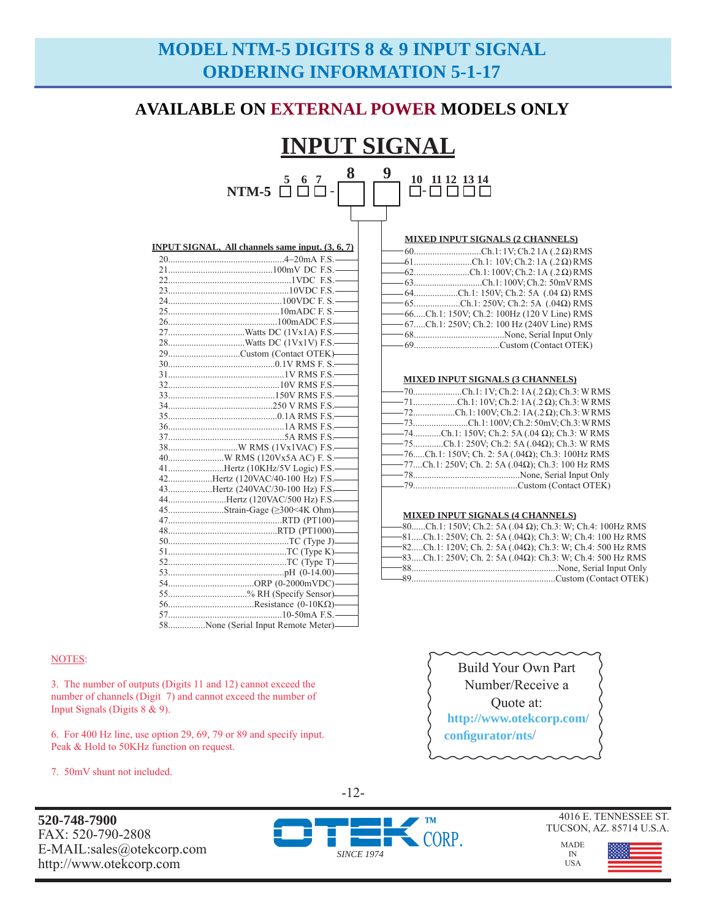# MODEL NTM-5 DIGITS 8 & 9 INPUT SIGNAL ORDERING INFORMATION 5-1-17

## AVAILABLE ON EXTERNAL POWER MODELS ONLY

# INPUT SIGNAL

NTM-5 [5] [6] [7] - [8] [9] [10] - [11] [12] [13] [14]

### INPUT SIGNAL, All channels same input. (3, 6, 7)

| Code | Input |
|---|---|
| 20 | 4–20mA F.S. |
| 21 | 100mV DC F.S. |
| 22 | 1VDC F.S. |
| 23 | 10VDC F.S. |
| 24 | 100VDC F. S. |
| 25 | 10mADC F. S. |
| 26 | 100mADC F.S. |
| 27 | Watts DC (1Vx1A) F.S. |
| 28 | Watts DC (1Vx1V) F.S. |
| 29 | Custom (Contact OTEK) |
| 30 | 0.1V RMS F. S. |
| 31 | 1V RMS F.S. |
| 32 | 10V RMS F.S. |
| 33 | 150V RMS F.S. |
| 34 | 250 V RMS F.S. |
| 35 | 0.1A RMS F.S. |
| 36 | 1A RMS F.S. |
| 37 | 5A RMS F.S. |
| 38 | W RMS (1Vx1VAC) F.S. |
| 40 | W RMS (120Vx5A AC) F. S. |
| 41 | Hertz (10KHz/5V Logic) F.S. |
| 42 | Hertz (120VAC/40-100 Hz) F.S. |
| 43 | Hertz (240VAC/30-100 Hz) F.S. |
| 44 | Hertz (120VAC/500 Hz) F.S. |
| 45 | Strain-Gage (≥300<4K Ohm) |
| 47 | RTD (PT100) |
| 48 | RTD (PT1000) |
| 50 | TC (Type J) |
| 51 | TC (Type K) |
| 52 | TC (Type T) |
| 53 | pH (0-14.00) |
| 54 | ORP (0-2000mVDC) |
| 55 | % RH (Specify Sensor) |
| 56 | Resistance (0-10KΩ) |
| 57 | 10-50mA F.S. |
| 58 | None (Serial Input Remote Meter) |

### MIXED INPUT SIGNALS (2 CHANNELS)

| Code | Input |
|---|---|
| 60 | Ch.1: 1V; Ch.2 1A (.2 Ω) RMS |
| 61 | Ch.1: 10V; Ch.2: 1A (.2 Ω) RMS |
| 62 | Ch.1: 100V; Ch.2: 1A (.2 Ω) RMS |
| 63 | Ch.1: 100V; Ch.2: 50mV RMS |
| 64 | Ch.1: 150V; Ch.2: 5A (.04 Ω) RMS |
| 65 | Ch.1: 250V; Ch.2: 5A (.04Ω) RMS |
| 66 | Ch.1: 150V; Ch.2: 100Hz (120 V Line) RMS |
| 67 | Ch.1: 250V; Ch.2: 100 Hz (240V Line) RMS |
| 68 | None, Serial Input Only |
| 69 | Custom (Contact OTEK) |

### MIXED INPUT SIGNALS (3 CHANNELS)

| Code | Input |
|---|---|
| 70 | Ch.1: 1V; Ch.2: 1A (.2 Ω); Ch.3: W RMS |
| 71 | Ch.1: 10V; Ch.2: 1A (.2 Ω); Ch.3: W RMS |
| 72 | Ch.1: 100V; Ch.2: 1A (.2 Ω); Ch.3: W RMS |
| 73 | Ch.1: 100V; Ch.2: 50mV; Ch.3: W RMS |
| 74 | Ch.1: 150V; Ch.2: 5A (.04 Ω); Ch.3: W RMS |
| 75 | Ch.1: 250V; Ch.2: 5A (.04Ω); Ch.3: W RMS |
| 76 | Ch.1: 150V; Ch. 2: 5A (.04Ω); Ch.3: 100Hz RMS |
| 77 | Ch.1: 250V; Ch. 2: 5A (.04Ω); Ch.3: 100 Hz RMS |
| 78 | None, Serial Input Only |
| 79 | Custom (Contact OTEK) |

### MIXED INPUT SIGNALS (4 CHANNELS)

| Code | Input |
|---|---|
| 80 | Ch.1: 150V; Ch.2: 5A (.04 Ω); Ch.3: W; Ch.4: 100Hz RMS |
| 81 | Ch.1: 250V; Ch. 2: 5A (.04Ω); Ch.3: W; Ch.4: 100 Hz RMS |
| 82 | Ch.1: 120V; Ch. 2: 5A (.04Ω); Ch.3: W; Ch.4: 500 Hz RMS |
| 83 | Ch.1: 250V; Ch. 2: 5A (.04Ω): Ch.3: W; Ch.4: 500 Hz RMS |
| 88 | None, Serial Input Only |
| 89 | Custom (Contact OTEK) |

NOTES:

3. The number of outputs (Digits 11 and 12) cannot exceed the number of channels (Digit 7) and cannot exceed the number of Input Signals (Digits 8 & 9).

6. For 400 Hz line, use option 29, 69, 79 or 89 and specify input. Peak & Hold to 50KHz function on request.

7. 50mV shunt not included.

Build Your Own Part Number/Receive a Quote at: **http://www.otekcorp.com/configurator/nts/**

**520-748-7900**
FAX: 520-790-2808
E-MAIL:sales@otekcorp.com
http://www.otekcorp.com

OTEK™ CORP. *SINCE 1974*

4016 E. TENNESSEE ST.
TUCSON, AZ. 85714 U.S.A.

MADE IN USA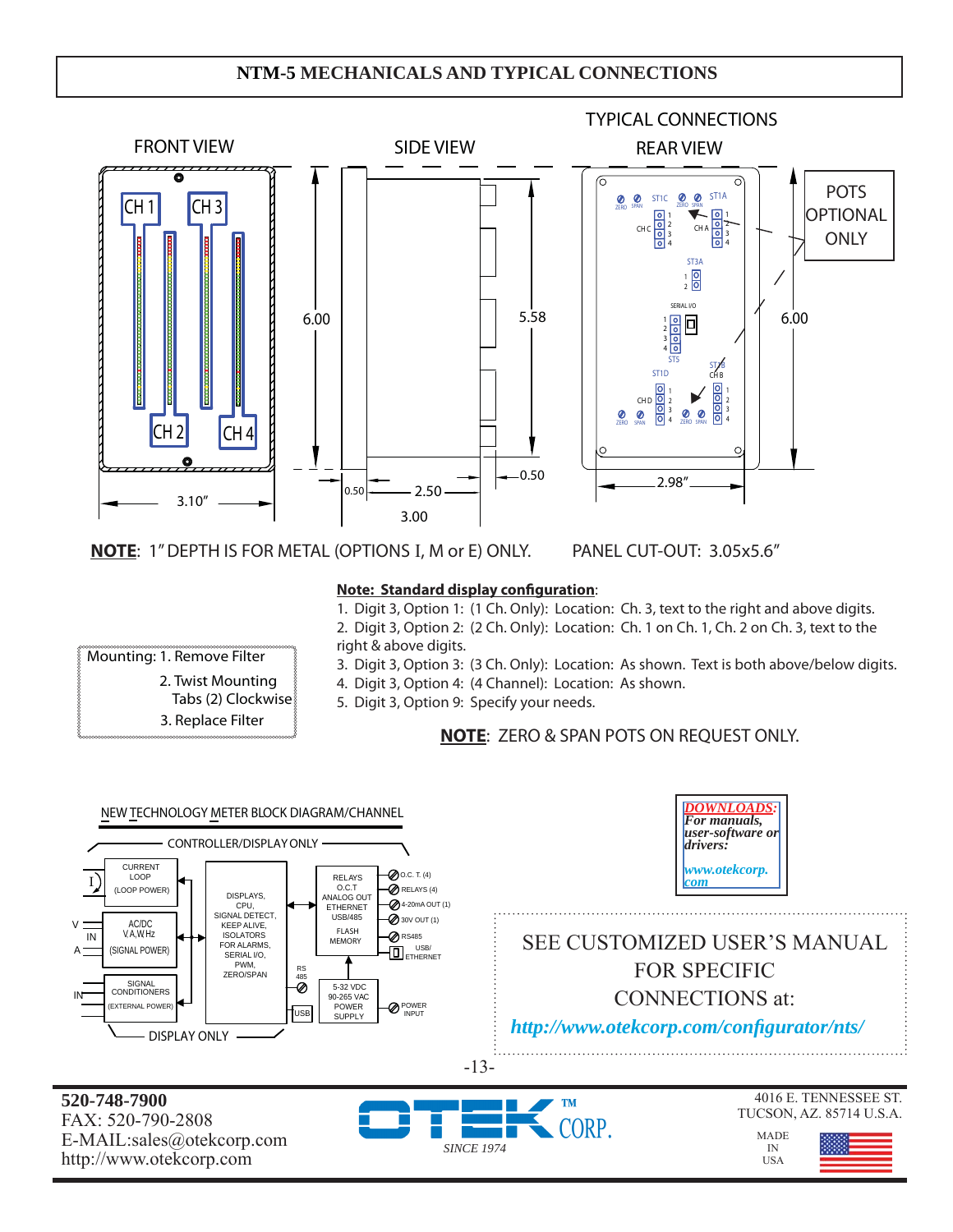# NTM-5 MECHANICALS AND TYPICAL CONNECTIONS

FRONT VIEW

SIDE VIEW

TYPICAL CONNECTIONS

REAR VIEW

POTS OPTIONAL ONLY

CH 1 CH 3 CH 2 CH 4

6.00

5.58

6.00

3.10"

0.50

2.50

3.00

0.50

2.98"

ZERO SPAN ST1C ZERO SPAN ST1A

CH C 1 2 3 4 CH A 1 2 3 4

ST3A 1 2

SERIAL I/O 1 2 3 4 ST5

ST1D ST1B CH B

CH D 1 2 3 4 1 2 3 4

ZERO SPAN ZERO SPAN

**NOTE**: 1" DEPTH IS FOR METAL (OPTIONS I, M or E) ONLY.

PANEL CUT-OUT: 3.05x5.6"

Mounting: 1. Remove Filter
2. Twist Mounting Tabs (2) Clockwise
3. Replace Filter

**Note: Standard display configuration**:

1. Digit 3, Option 1: (1 Ch. Only): Location: Ch. 3, text to the right and above digits.
2. Digit 3, Option 2: (2 Ch. Only): Location: Ch. 1 on Ch. 1, Ch. 2 on Ch. 3, text to the right & above digits.
3. Digit 3, Option 3: (3 Ch. Only): Location: As shown. Text is both above/below digits.
4. Digit 3, Option 4: (4 Channel): Location: As shown.
5. Digit 3, Option 9: Specify your needs.

**NOTE**: ZERO & SPAN POTS ON REQUEST ONLY.

NEW TECHNOLOGY METER BLOCK DIAGRAM/CHANNEL

CONTROLLER/DISPLAY ONLY

CURRENT LOOP (LOOP POWER)

AC/DC V,A,W,Hz (SIGNAL POWER)

SIGNAL CONDITIONERS (EXTERNAL POWER)

DISPLAYS, CPU, SIGNAL DETECT, KEEP ALIVE, ISOLATORS FOR ALARMS, SERIAL I/O, PWM, ZERO/SPAN

RELAYS O.C.T ANALOG OUT ETHERNET USB/485 FLASH MEMORY

O.C. T. (4)
RELAYS (4)
4-20mA OUT (1)
30V OUT (1)
RS485
USB/ ETHERNET

RS 485

USB

5-32 VDC 90-265 VAC POWER SUPPLY

POWER INPUT

DISPLAY ONLY

*DOWNLOADS: For manuals, user-software or drivers:*

*www.otekcorp.com*

SEE CUSTOMIZED USER'S MANUAL FOR SPECIFIC CONNECTIONS at:

*http://www.otekcorp.com/configurator/nts/*

**520-748-7900**
FAX: 520-790-2808
E-MAIL:sales@otekcorp.com
http://www.otekcorp.com

OTEK CORP. SINCE 1974

4016 E. TENNESSEE ST.
TUCSON, AZ. 85714 U.S.A.

MADE IN USA